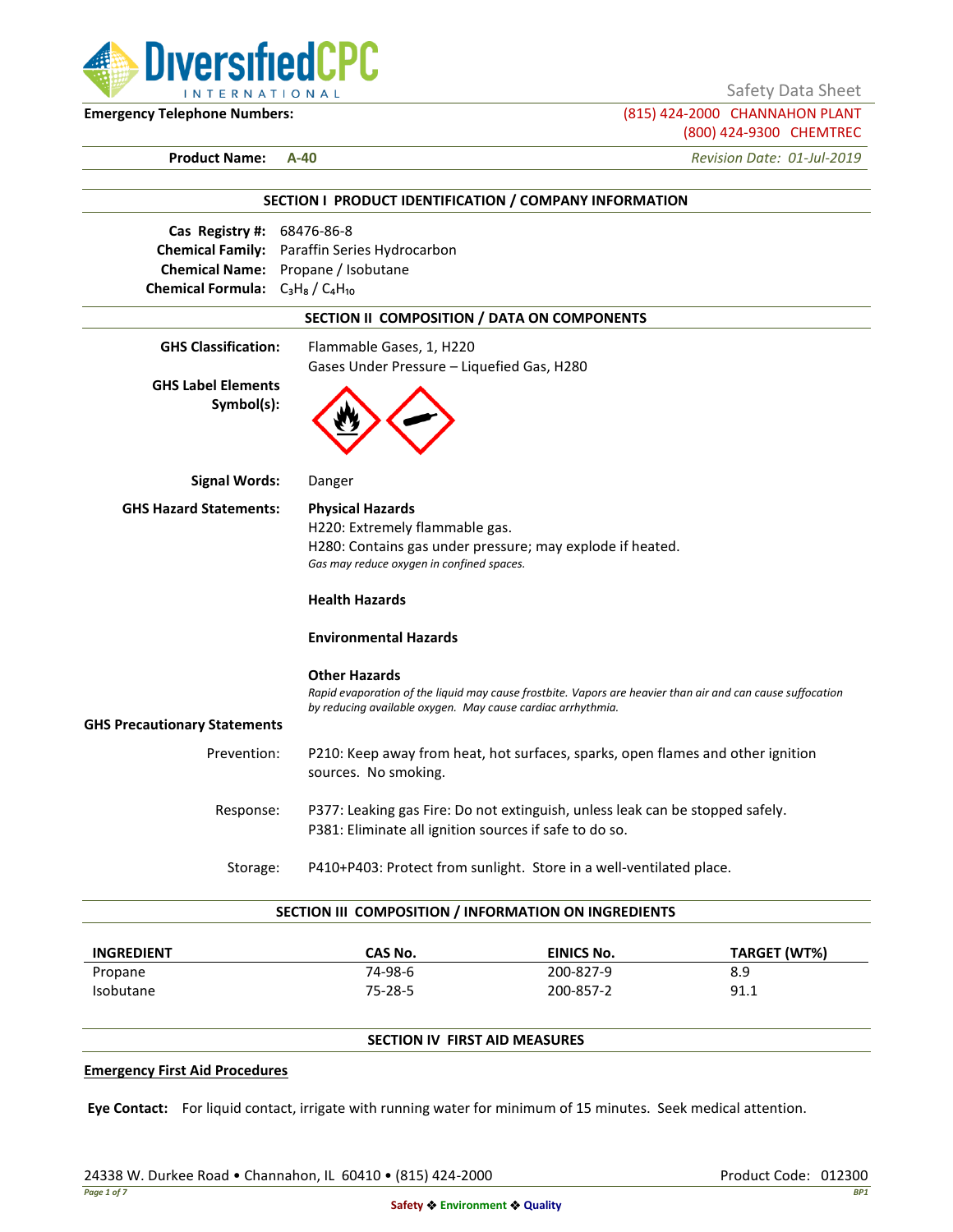Safety Data Sheet

**Emergency Telephone Numbers:** (815) 424-2000 CHANNAHON PLANT
(800) 424-9300 CHEMTREC

**Product Name:** **A-40**

*Revision Date: 01-Jul-2019*

## SECTION I PRODUCT IDENTIFICATION / COMPANY INFORMATION

**Cas Registry #:** 68476-86-8
**Chemical Family:** Paraffin Series Hydrocarbon
**Chemical Name:** Propane / Isobutane
**Chemical Formula:** $C_3H_8$ / $C_4H_{10}$

## SECTION II COMPOSITION / DATA ON COMPONENTS

**GHS Classification:** Flammable Gases, 1, H220
Gases Under Pressure – Liquefied Gas, H280

**GHS Label Elements Symbol(s):**

**Signal Words:** Danger

**GHS Hazard Statements:**

**Physical Hazards**
H220: Extremely flammable gas.
H280: Contains gas under pressure; may explode if heated.
*Gas may reduce oxygen in confined spaces.*

**Health Hazards**

**Environmental Hazards**

**Other Hazards**
*Rapid evaporation of the liquid may cause frostbite. Vapors are heavier than air and can cause suffocation by reducing available oxygen. May cause cardiac arrhythmia.*

**GHS Precautionary Statements**

Prevention: P210: Keep away from heat, hot surfaces, sparks, open flames and other ignition sources. No smoking.

Response: P377: Leaking gas Fire: Do not extinguish, unless leak can be stopped safely.
P381: Eliminate all ignition sources if safe to do so.

Storage: P410+P403: Protect from sunlight. Store in a well-ventilated place.

## SECTION III COMPOSITION / INFORMATION ON INGREDIENTS

| INGREDIENT | CAS No. | EINICS No. | TARGET (WT%) |
|---|---|---|---|
| Propane | 74-98-6 | 200-827-9 | 8.9 |
| Isobutane | 75-28-5 | 200-857-2 | 91.1 |

## SECTION IV FIRST AID MEASURES

**Emergency First Aid Procedures**

**Eye Contact:** For liquid contact, irrigate with running water for minimum of 15 minutes. Seek medical attention.

24338 W. Durkee Road • Channahon, IL 60410 • (815) 424-2000

Product Code: 012300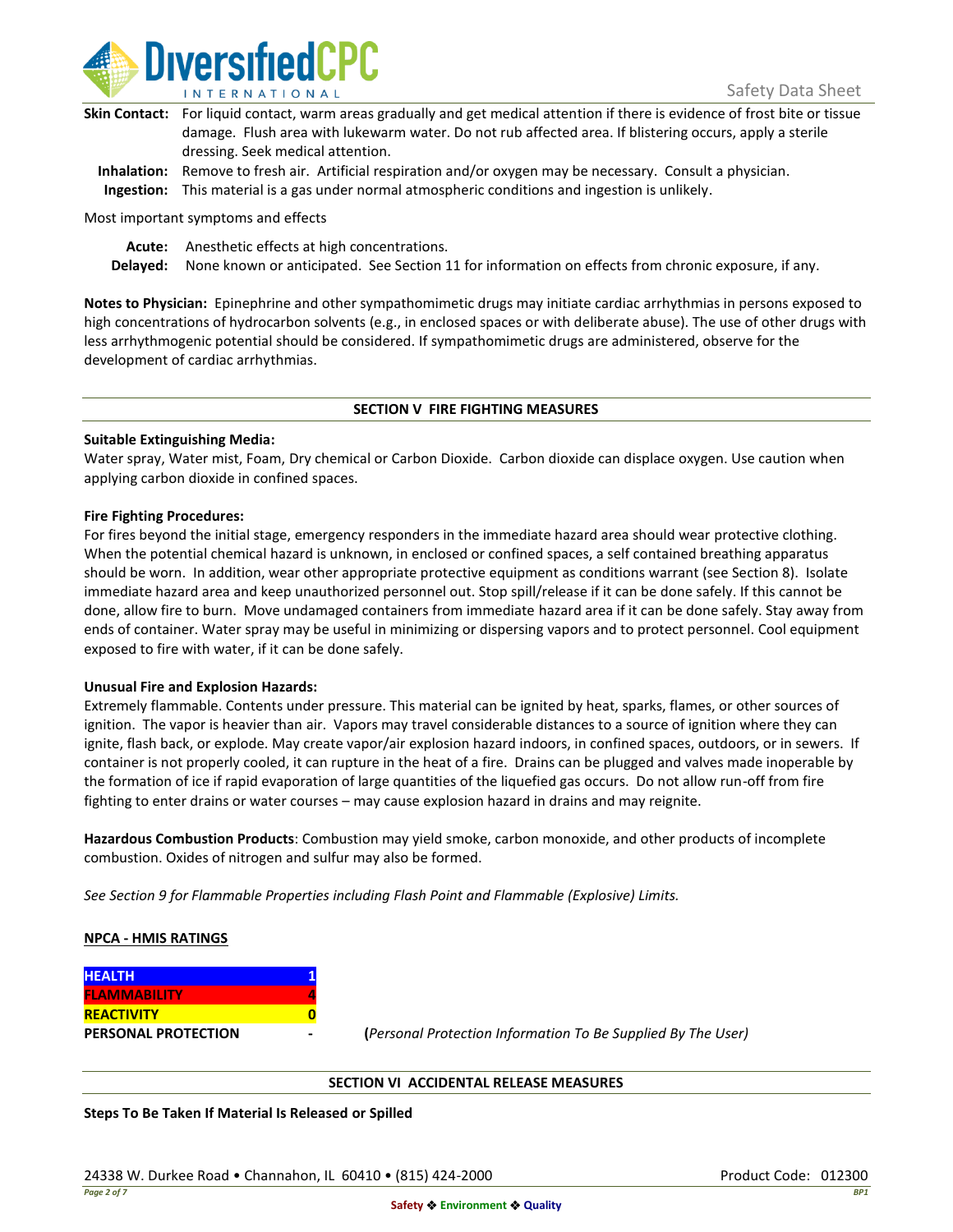**Skin Contact:** For liquid contact, warm areas gradually and get medical attention if there is evidence of frost bite or tissue damage. Flush area with lukewarm water. Do not rub affected area. If blistering occurs, apply a sterile dressing. Seek medical attention.

**Inhalation:** Remove to fresh air. Artificial respiration and/or oxygen may be necessary. Consult a physician.

**Ingestion:** This material is a gas under normal atmospheric conditions and ingestion is unlikely.

Most important symptoms and effects

**Acute:** Anesthetic effects at high concentrations.

**Delayed:** None known or anticipated. See Section 11 for information on effects from chronic exposure, if any.

**Notes to Physician:** Epinephrine and other sympathomimetic drugs may initiate cardiac arrhythmias in persons exposed to high concentrations of hydrocarbon solvents (e.g., in enclosed spaces or with deliberate abuse). The use of other drugs with less arrhythmogenic potential should be considered. If sympathomimetic drugs are administered, observe for the development of cardiac arrhythmias.

## SECTION V FIRE FIGHTING MEASURES

**Suitable Extinguishing Media:**
Water spray, Water mist, Foam, Dry chemical or Carbon Dioxide. Carbon dioxide can displace oxygen. Use caution when applying carbon dioxide in confined spaces.

**Fire Fighting Procedures:**
For fires beyond the initial stage, emergency responders in the immediate hazard area should wear protective clothing. When the potential chemical hazard is unknown, in enclosed or confined spaces, a self contained breathing apparatus should be worn. In addition, wear other appropriate protective equipment as conditions warrant (see Section 8). Isolate immediate hazard area and keep unauthorized personnel out. Stop spill/release if it can be done safely. If this cannot be done, allow fire to burn. Move undamaged containers from immediate hazard area if it can be done safely. Stay away from ends of container. Water spray may be useful in minimizing or dispersing vapors and to protect personnel. Cool equipment exposed to fire with water, if it can be done safely.

**Unusual Fire and Explosion Hazards:**
Extremely flammable. Contents under pressure. This material can be ignited by heat, sparks, flames, or other sources of ignition. The vapor is heavier than air. Vapors may travel considerable distances to a source of ignition where they can ignite, flash back, or explode. May create vapor/air explosion hazard indoors, in confined spaces, outdoors, or in sewers. If container is not properly cooled, it can rupture in the heat of a fire. Drains can be plugged and valves made inoperable by the formation of ice if rapid evaporation of large quantities of the liquefied gas occurs. Do not allow run-off from fire fighting to enter drains or water courses – may cause explosion hazard in drains and may reignite.

**Hazardous Combustion Products**: Combustion may yield smoke, carbon monoxide, and other products of incomplete combustion. Oxides of nitrogen and sulfur may also be formed.

*See Section 9 for Flammable Properties including Flash Point and Flammable (Explosive) Limits.*

**NPCA - HMIS RATINGS**

| | |
|---|---|
| **HEALTH** | **1** |
| **FLAMMABILITY** | **4** |
| **REACTIVITY** | **0** |
| **PERSONAL PROTECTION** | **-** |

(*Personal Protection Information To Be Supplied By The User)*

## SECTION VI ACCIDENTAL RELEASE MEASURES

**Steps To Be Taken If Material Is Released or Spilled**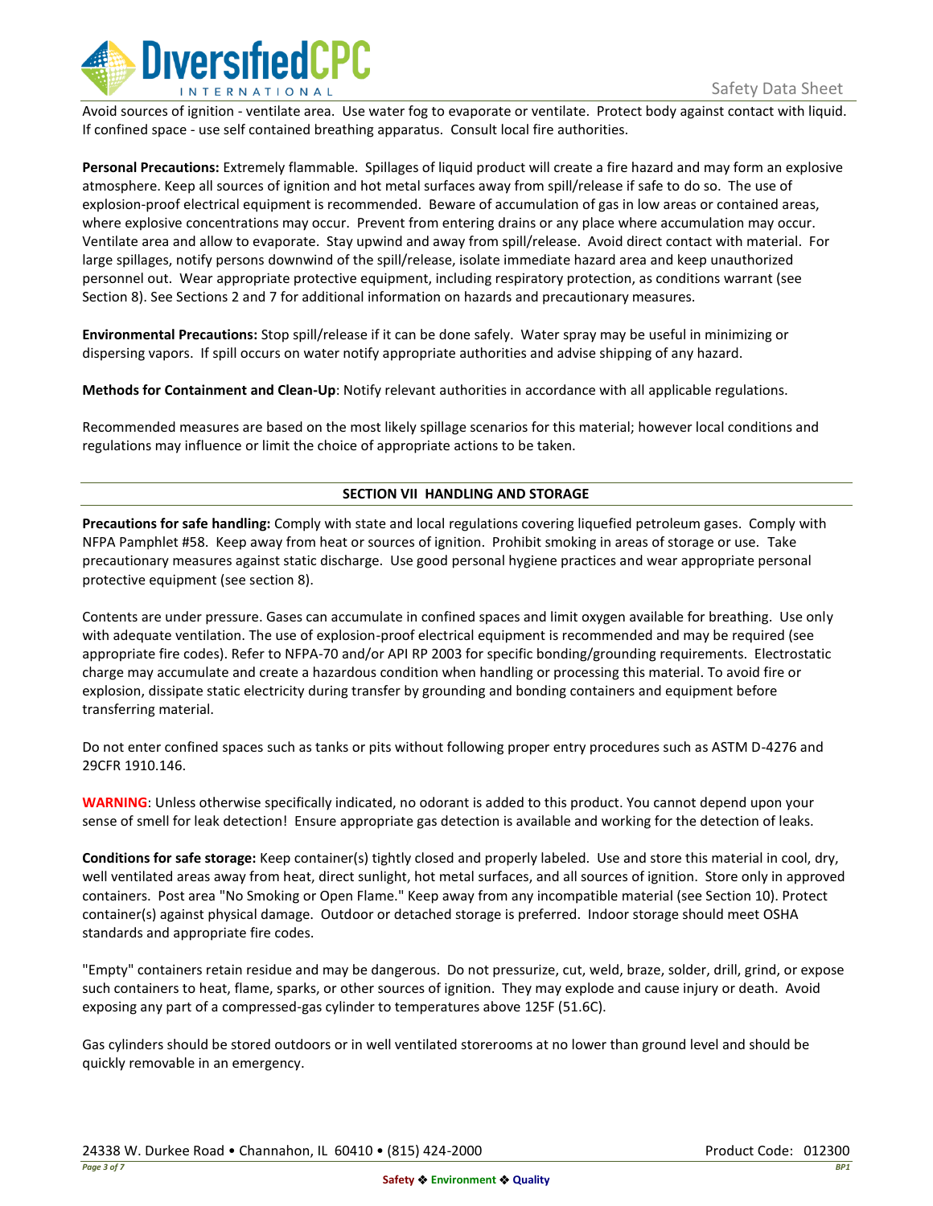Avoid sources of ignition - ventilate area. Use water fog to evaporate or ventilate. Protect body against contact with liquid. If confined space - use self contained breathing apparatus. Consult local fire authorities.

**Personal Precautions:** Extremely flammable. Spillages of liquid product will create a fire hazard and may form an explosive atmosphere. Keep all sources of ignition and hot metal surfaces away from spill/release if safe to do so. The use of explosion-proof electrical equipment is recommended. Beware of accumulation of gas in low areas or contained areas, where explosive concentrations may occur. Prevent from entering drains or any place where accumulation may occur. Ventilate area and allow to evaporate. Stay upwind and away from spill/release. Avoid direct contact with material. For large spillages, notify persons downwind of the spill/release, isolate immediate hazard area and keep unauthorized personnel out. Wear appropriate protective equipment, including respiratory protection, as conditions warrant (see Section 8). See Sections 2 and 7 for additional information on hazards and precautionary measures.

**Environmental Precautions:** Stop spill/release if it can be done safely. Water spray may be useful in minimizing or dispersing vapors. If spill occurs on water notify appropriate authorities and advise shipping of any hazard.

**Methods for Containment and Clean-Up**: Notify relevant authorities in accordance with all applicable regulations.

Recommended measures are based on the most likely spillage scenarios for this material; however local conditions and regulations may influence or limit the choice of appropriate actions to be taken.

## SECTION VII HANDLING AND STORAGE

**Precautions for safe handling:** Comply with state and local regulations covering liquefied petroleum gases. Comply with NFPA Pamphlet #58. Keep away from heat or sources of ignition. Prohibit smoking in areas of storage or use. Take precautionary measures against static discharge. Use good personal hygiene practices and wear appropriate personal protective equipment (see section 8).

Contents are under pressure. Gases can accumulate in confined spaces and limit oxygen available for breathing. Use only with adequate ventilation. The use of explosion-proof electrical equipment is recommended and may be required (see appropriate fire codes). Refer to NFPA-70 and/or API RP 2003 for specific bonding/grounding requirements. Electrostatic charge may accumulate and create a hazardous condition when handling or processing this material. To avoid fire or explosion, dissipate static electricity during transfer by grounding and bonding containers and equipment before transferring material.

Do not enter confined spaces such as tanks or pits without following proper entry procedures such as ASTM D-4276 and 29CFR 1910.146.

**WARNING**: Unless otherwise specifically indicated, no odorant is added to this product. You cannot depend upon your sense of smell for leak detection! Ensure appropriate gas detection is available and working for the detection of leaks.

**Conditions for safe storage:** Keep container(s) tightly closed and properly labeled. Use and store this material in cool, dry, well ventilated areas away from heat, direct sunlight, hot metal surfaces, and all sources of ignition. Store only in approved containers. Post area "No Smoking or Open Flame." Keep away from any incompatible material (see Section 10). Protect container(s) against physical damage. Outdoor or detached storage is preferred. Indoor storage should meet OSHA standards and appropriate fire codes.

"Empty" containers retain residue and may be dangerous. Do not pressurize, cut, weld, braze, solder, drill, grind, or expose such containers to heat, flame, sparks, or other sources of ignition. They may explode and cause injury or death. Avoid exposing any part of a compressed-gas cylinder to temperatures above 125F (51.6C).

Gas cylinders should be stored outdoors or in well ventilated storerooms at no lower than ground level and should be quickly removable in an emergency.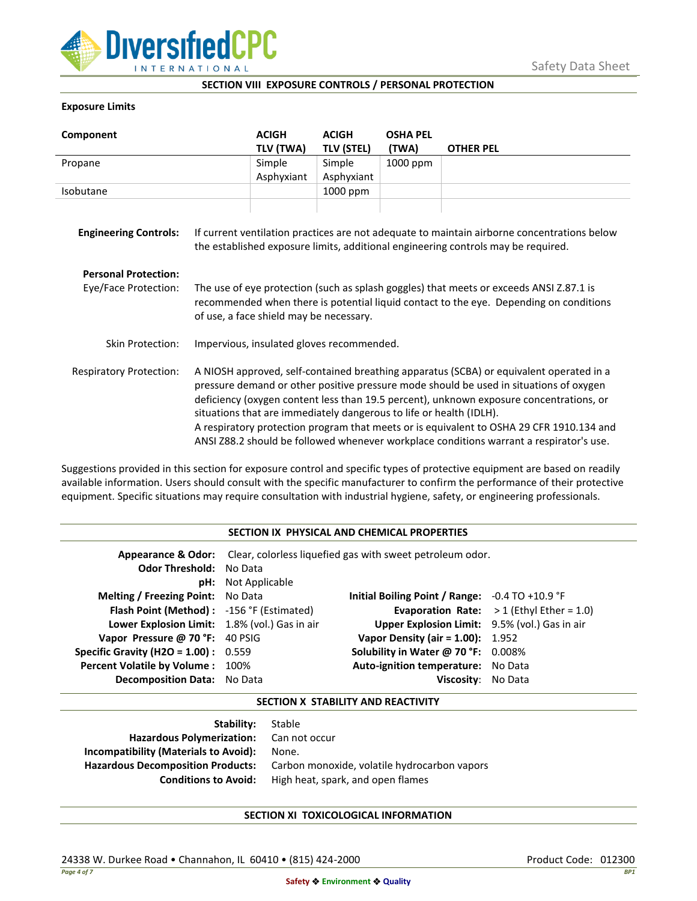## SECTION VIII EXPOSURE CONTROLS / PERSONAL PROTECTION

**Exposure Limits**

| Component | ACIGH TLV (TWA) | ACIGH TLV (STEL) | OSHA PEL (TWA) | OTHER PEL |
|---|---|---|---|---|
| Propane | Simple Asphyxiant | Simple Asphyxiant | 1000 ppm | |
| Isobutane | | 1000 ppm | | |
| | | | | |

**Engineering Controls:** If current ventilation practices are not adequate to maintain airborne concentrations below the established exposure limits, additional engineering controls may be required.

**Personal Protection:**

Eye/Face Protection: The use of eye protection (such as splash goggles) that meets or exceeds ANSI Z.87.1 is recommended when there is potential liquid contact to the eye. Depending on conditions of use, a face shield may be necessary.

Skin Protection: Impervious, insulated gloves recommended.

Respiratory Protection: A NIOSH approved, self-contained breathing apparatus (SCBA) or equivalent operated in a pressure demand or other positive pressure mode should be used in situations of oxygen deficiency (oxygen content less than 19.5 percent), unknown exposure concentrations, or situations that are immediately dangerous to life or health (IDLH).
A respiratory protection program that meets or is equivalent to OSHA 29 CFR 1910.134 and ANSI Z88.2 should be followed whenever workplace conditions warrant a respirator's use.

Suggestions provided in this section for exposure control and specific types of protective equipment are based on readily available information. Users should consult with the specific manufacturer to confirm the performance of their protective equipment. Specific situations may require consultation with industrial hygiene, safety, or engineering professionals.

## SECTION IX PHYSICAL AND CHEMICAL PROPERTIES

**Appearance & Odor:** Clear, colorless liquefied gas with sweet petroleum odor.
**Odor Threshold:** No Data
**pH:** Not Applicable

| | | | |
|---|---|---|---|
| **Melting / Freezing Point:** | No Data | **Initial Boiling Point / Range:** | -0.4 TO +10.9 °F |
| **Flash Point (Method) :** | -156 °F (Estimated) | **Evaporation Rate:** | > 1 (Ethyl Ether = 1.0) |
| **Lower Explosion Limit:** | 1.8% (vol.) Gas in air | **Upper Explosion Limit:** | 9.5% (vol.) Gas in air |
| **Vapor Pressure @ 70 °F:** | 40 PSIG | **Vapor Density (air = 1.00):** | 1.952 |
| **Specific Gravity (H2O = 1.00) :** | 0.559 | **Solubility in Water @ 70 °F:** | 0.008% |
| **Percent Volatile by Volume :** | 100% | **Auto-ignition temperature:** | No Data |
| **Decomposition Data:** | No Data | **Viscosity:** | No Data |

## SECTION X STABILITY AND REACTIVITY

**Stability:** Stable
**Hazardous Polymerization:** Can not occur
**Incompatibility (Materials to Avoid):** None.
**Hazardous Decomposition Products:** Carbon monoxide, volatile hydrocarbon vapors
**Conditions to Avoid:** High heat, spark, and open flames

## SECTION XI TOXICOLOGICAL INFORMATION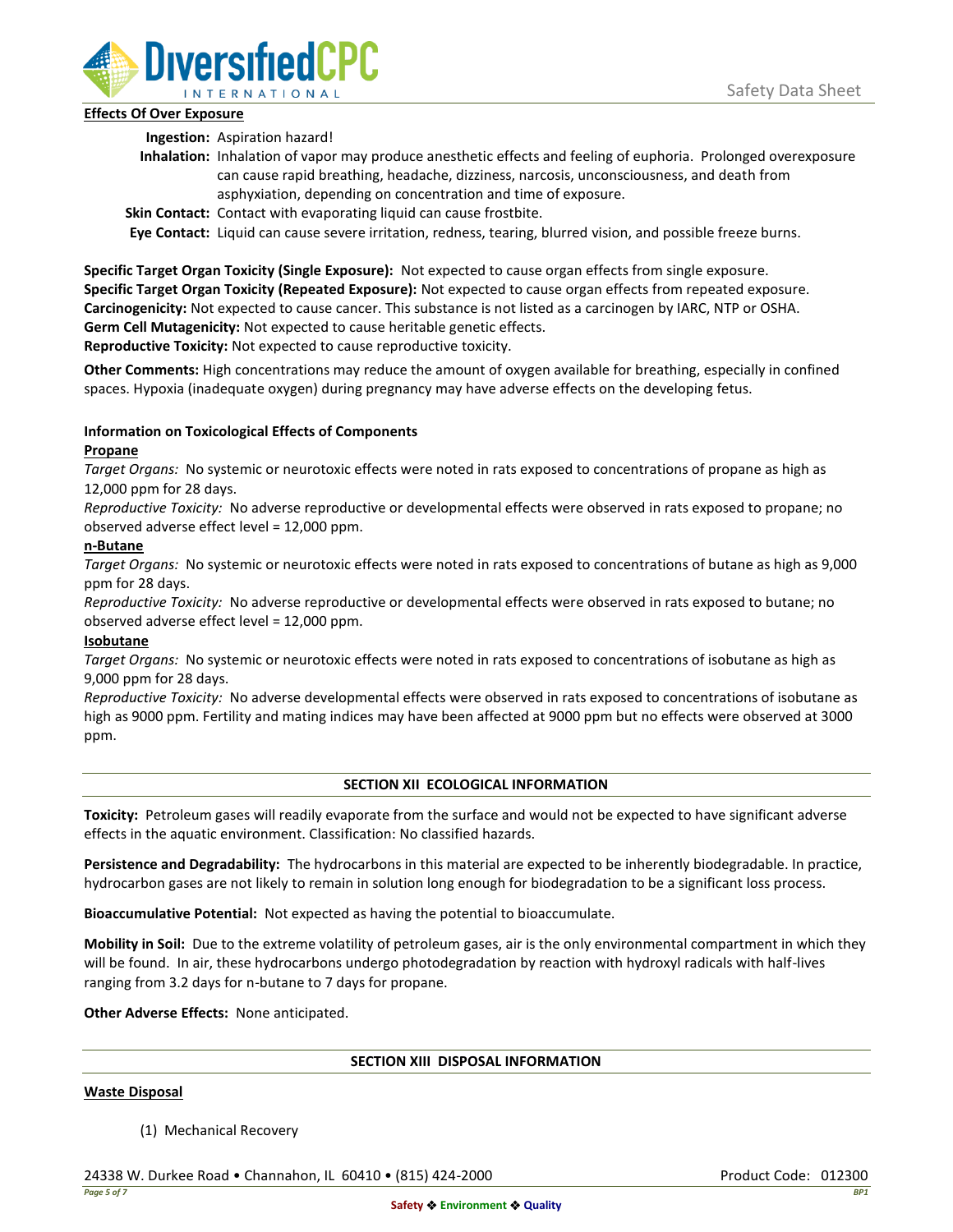**Effects Of Over Exposure**

**Ingestion:** Aspiration hazard!

**Inhalation:** Inhalation of vapor may produce anesthetic effects and feeling of euphoria. Prolonged overexposure can cause rapid breathing, headache, dizziness, narcosis, unconsciousness, and death from asphyxiation, depending on concentration and time of exposure.

**Skin Contact:** Contact with evaporating liquid can cause frostbite.

**Eye Contact:** Liquid can cause severe irritation, redness, tearing, blurred vision, and possible freeze burns.

**Specific Target Organ Toxicity (Single Exposure):** Not expected to cause organ effects from single exposure.
**Specific Target Organ Toxicity (Repeated Exposure):** Not expected to cause organ effects from repeated exposure.
**Carcinogenicity:** Not expected to cause cancer. This substance is not listed as a carcinogen by IARC, NTP or OSHA.
**Germ Cell Mutagenicity:** Not expected to cause heritable genetic effects.
**Reproductive Toxicity:** Not expected to cause reproductive toxicity.

**Other Comments:** High concentrations may reduce the amount of oxygen available for breathing, especially in confined spaces. Hypoxia (inadequate oxygen) during pregnancy may have adverse effects on the developing fetus.

**Information on Toxicological Effects of Components**

**Propane**

*Target Organs:* No systemic or neurotoxic effects were noted in rats exposed to concentrations of propane as high as 12,000 ppm for 28 days.
*Reproductive Toxicity:* No adverse reproductive or developmental effects were observed in rats exposed to propane; no observed adverse effect level = 12,000 ppm.

**n-Butane**

*Target Organs:* No systemic or neurotoxic effects were noted in rats exposed to concentrations of butane as high as 9,000 ppm for 28 days.
*Reproductive Toxicity:* No adverse reproductive or developmental effects were observed in rats exposed to butane; no observed adverse effect level = 12,000 ppm.

**Isobutane**

*Target Organs:* No systemic or neurotoxic effects were noted in rats exposed to concentrations of isobutane as high as 9,000 ppm for 28 days.
*Reproductive Toxicity:* No adverse developmental effects were observed in rats exposed to concentrations of isobutane as high as 9000 ppm. Fertility and mating indices may have been affected at 9000 ppm but no effects were observed at 3000 ppm.

## SECTION XII ECOLOGICAL INFORMATION

**Toxicity:** Petroleum gases will readily evaporate from the surface and would not be expected to have significant adverse effects in the aquatic environment. Classification: No classified hazards.

**Persistence and Degradability:** The hydrocarbons in this material are expected to be inherently biodegradable. In practice, hydrocarbon gases are not likely to remain in solution long enough for biodegradation to be a significant loss process.

**Bioaccumulative Potential:** Not expected as having the potential to bioaccumulate.

**Mobility in Soil:** Due to the extreme volatility of petroleum gases, air is the only environmental compartment in which they will be found. In air, these hydrocarbons undergo photodegradation by reaction with hydroxyl radicals with half-lives ranging from 3.2 days for n-butane to 7 days for propane.

**Other Adverse Effects:** None anticipated.

## SECTION XIII DISPOSAL INFORMATION

**Waste Disposal**

(1) Mechanical Recovery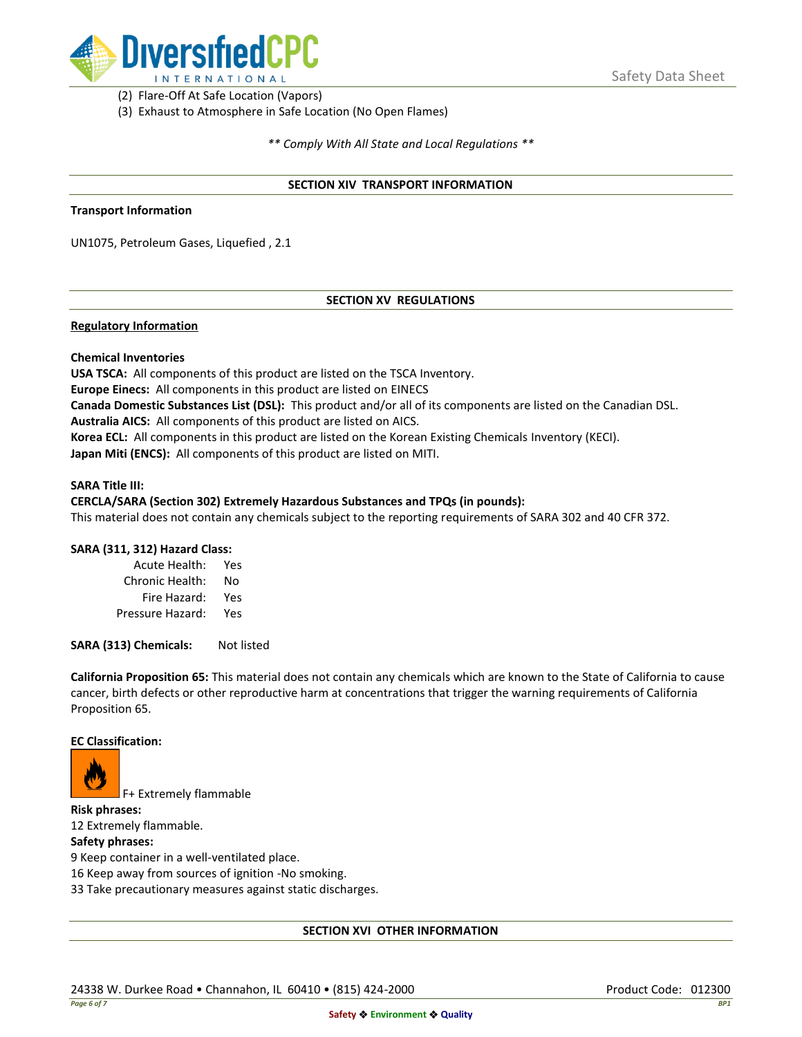(2) Flare-Off At Safe Location (Vapors)
(3) Exhaust to Atmosphere in Safe Location (No Open Flames)

*\*\* Comply With All State and Local Regulations \*\**

## SECTION XIV TRANSPORT INFORMATION

**Transport Information**

UN1075, Petroleum Gases, Liquefied , 2.1

## SECTION XV REGULATIONS

**Regulatory Information**

**Chemical Inventories**
**USA TSCA:** All components of this product are listed on the TSCA Inventory.
**Europe Einecs:** All components in this product are listed on EINECS
**Canada Domestic Substances List (DSL):** This product and/or all of its components are listed on the Canadian DSL.
**Australia AICS:** All components of this product are listed on AICS.
**Korea ECL:** All components in this product are listed on the Korean Existing Chemicals Inventory (KECI).
**Japan Miti (ENCS):** All components of this product are listed on MITI.

**SARA Title III:**
**CERCLA/SARA (Section 302) Extremely Hazardous Substances and TPQs (in pounds):**
This material does not contain any chemicals subject to the reporting requirements of SARA 302 and 40 CFR 372.

**SARA (311, 312) Hazard Class:**

| | |
|---|---|
| Acute Health: | Yes |
| Chronic Health: | No |
| Fire Hazard: | Yes |
| Pressure Hazard: | Yes |

**SARA (313) Chemicals:** Not listed

**California Proposition 65:** This material does not contain any chemicals which are known to the State of California to cause cancer, birth defects or other reproductive harm at concentrations that trigger the warning requirements of California Proposition 65.

**EC Classification:**

F+ Extremely flammable

**Risk phrases:**
12 Extremely flammable.

**Safety phrases:**
9 Keep container in a well-ventilated place.
16 Keep away from sources of ignition -No smoking.
33 Take precautionary measures against static discharges.

## SECTION XVI OTHER INFORMATION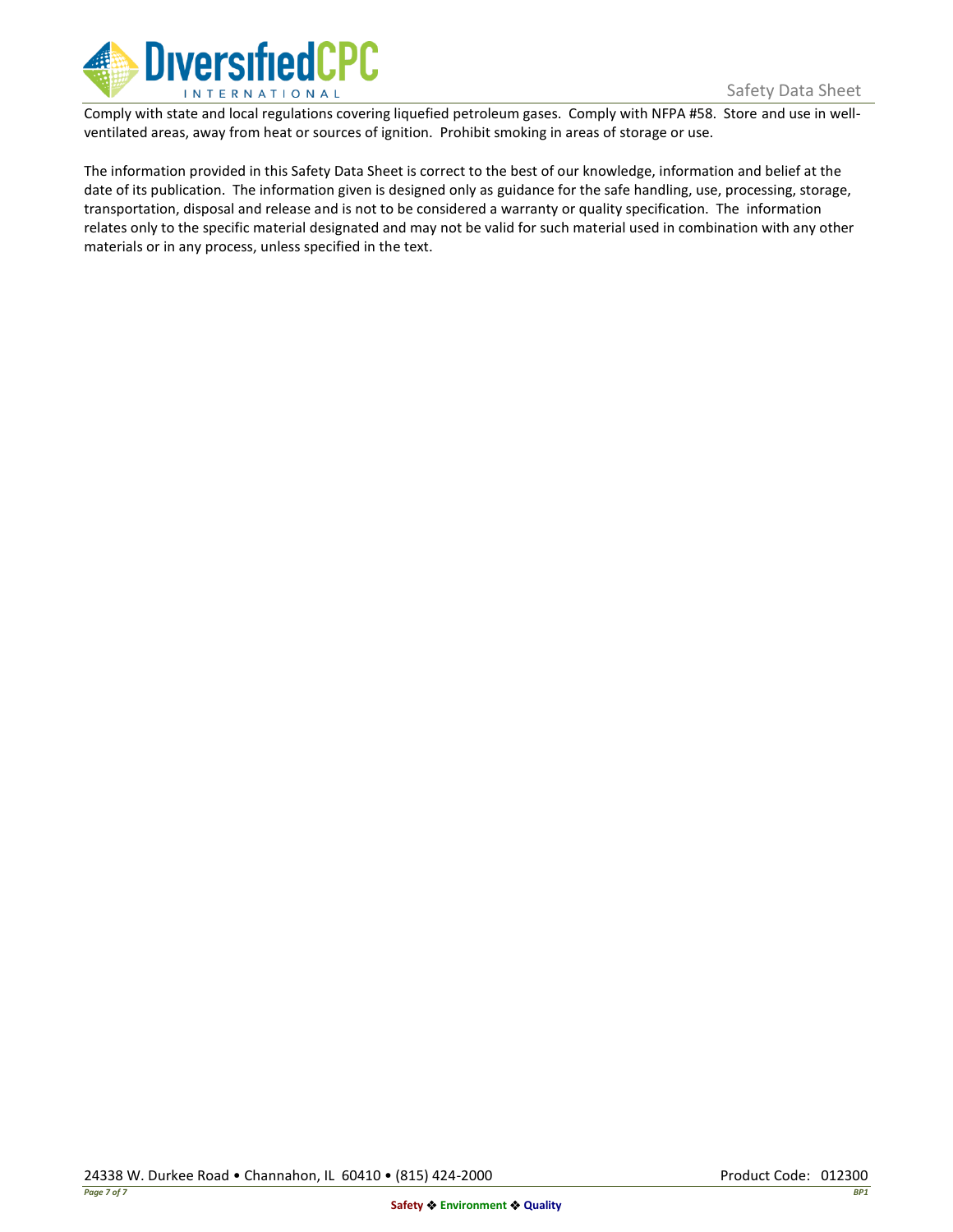Comply with state and local regulations covering liquefied petroleum gases. Comply with NFPA #58. Store and use in well-ventilated areas, away from heat or sources of ignition. Prohibit smoking in areas of storage or use.

The information provided in this Safety Data Sheet is correct to the best of our knowledge, information and belief at the date of its publication. The information given is designed only as guidance for the safe handling, use, processing, storage, transportation, disposal and release and is not to be considered a warranty or quality specification. The information relates only to the specific material designated and may not be valid for such material used in combination with any other materials or in any process, unless specified in the text.